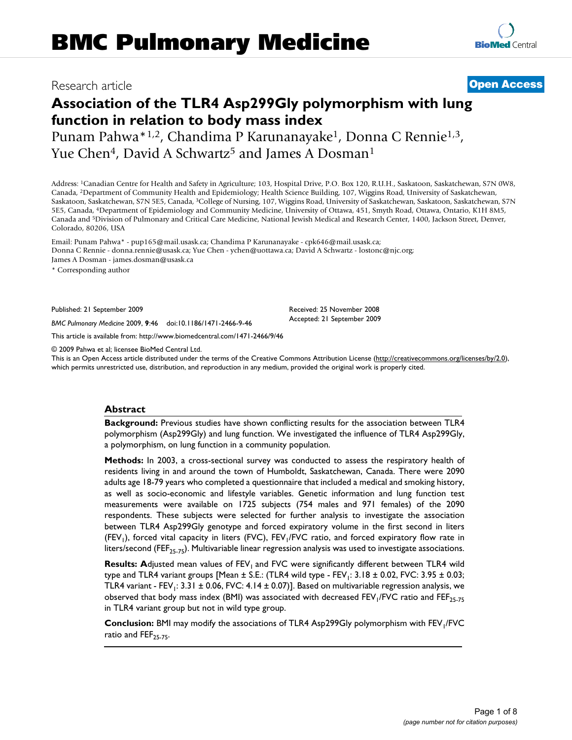BMC Pulmonary Medicine

Research article

**Open Access**

# Association of the TLR4 Asp299Gly polymorphism with lung function in relation to body mass index

Punam Pahwa*[1,2], Chandima P Karunanayake[1], Donna C Rennie[1,3], Yue Chen[4], David A Schwartz[5] and James A Dosman[1]

Address: [1]Canadian Centre for Health and Safety in Agriculture; 103, Hospital Drive, P.O. Box 120, R.U.H., Saskatoon, Saskatchewan, S7N 0W8, Canada, [2]Department of Community Health and Epidemiology; Health Science Building, 107, Wiggins Road, University of Saskatchewan, Saskatoon, Saskatchewan, S7N 5E5, Canada, [3]College of Nursing, 107, Wiggins Road, University of Saskatchewan, Saskatoon, Saskatchewan, S7N 5E5, Canada, [4]Department of Epidemiology and Community Medicine, University of Ottawa, 451, Smyth Road, Ottawa, Ontario, K1H 8M5, Canada and [5]Division of Pulmonary and Critical Care Medicine, National Jewish Medical and Research Center, 1400, Jackson Street, Denver, Colorado, 80206, USA

Email: Punam Pahwa* - pup165@mail.usask.ca; Chandima P Karunanayake - cpk646@mail.usask.ca; Donna C Rennie - donna.rennie@usask.ca; Yue Chen - ychen@uottawa.ca; David A Schwartz - lostonc@njc.org; James A Dosman - james.dosman@usask.ca

* Corresponding author

Published: 21 September 2009

*BMC Pulmonary Medicine* 2009, **9**:46 doi:10.1186/1471-2466-9-46

Received: 25 November 2008
Accepted: 21 September 2009

This article is available from: http://www.biomedcentral.com/1471-2466/9/46

© 2009 Pahwa et al; licensee BioMed Central Ltd.
This is an Open Access article distributed under the terms of the Creative Commons Attribution License (http://creativecommons.org/licenses/by/2.0), which permits unrestricted use, distribution, and reproduction in any medium, provided the original work is properly cited.

## Abstract

**Background:** Previous studies have shown conflicting results for the association between TLR4 polymorphism (Asp299Gly) and lung function. We investigated the influence of TLR4 Asp299Gly, a polymorphism, on lung function in a community population.

**Methods:** In 2003, a cross-sectional survey was conducted to assess the respiratory health of residents living in and around the town of Humboldt, Saskatchewan, Canada. There were 2090 adults age 18-79 years who completed a questionnaire that included a medical and smoking history, as well as socio-economic and lifestyle variables. Genetic information and lung function test measurements were available on 1725 subjects (754 males and 971 females) of the 2090 respondents. These subjects were selected for further analysis to investigate the association between TLR4 Asp299Gly genotype and forced expiratory volume in the first second in liters ($FEV_1$), forced vital capacity in liters (FVC), $FEV_1$/FVC ratio, and forced expiratory flow rate in liters/second ($FEF_{25-75}$). Multivariable linear regression analysis was used to investigate associations.

**Results:** **A**djusted mean values of $FEV_1$ and FVC were significantly different between TLR4 wild type and TLR4 variant groups [Mean ± S.E.: (TLR4 wild type - $FEV_1$: 3.18 ± 0.02, FVC: 3.95 ± 0.03; TLR4 variant - $FEV_1$: 3.31 ± 0.06, FVC: 4.14 ± 0.07)]. Based on multivariable regression analysis, we observed that body mass index (BMI) was associated with decreased $FEV_1$/FVC ratio and $FEF_{25-75}$ in TLR4 variant group but not in wild type group.

**Conclusion:** BMI may modify the associations of TLR4 Asp299Gly polymorphism with $FEV_1$/FVC ratio and $FEF_{25-75}$.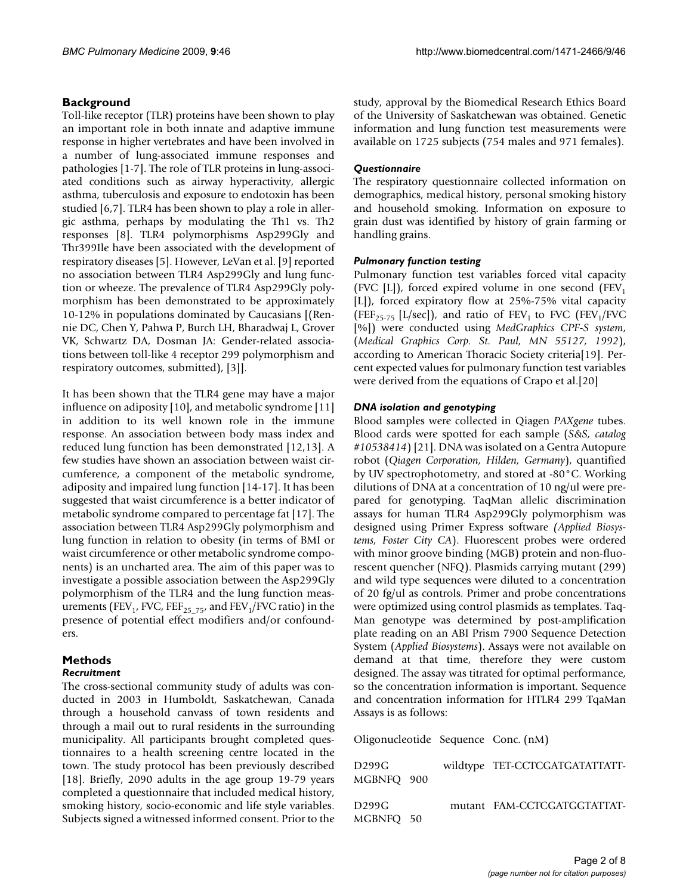## Background

Toll-like receptor (TLR) proteins have been shown to play an important role in both innate and adaptive immune response in higher vertebrates and have been involved in a number of lung-associated immune responses and pathologies [1-7]. The role of TLR proteins in lung-associated conditions such as airway hyperactivity, allergic asthma, tuberculosis and exposure to endotoxin has been studied [6,7]. TLR4 has been shown to play a role in allergic asthma, perhaps by modulating the Th1 vs. Th2 responses [8]. TLR4 polymorphisms Asp299Gly and Thr399Ile have been associated with the development of respiratory diseases [5]. However, LeVan et al. [9] reported no association between TLR4 Asp299Gly and lung function or wheeze. The prevalence of TLR4 Asp299Gly polymorphism has been demonstrated to be approximately 10-12% in populations dominated by Caucasians [(Rennie DC, Chen Y, Pahwa P, Burch LH, Bharadwaj L, Grover VK, Schwartz DA, Dosman JA: Gender-related associations between toll-like 4 receptor 299 polymorphism and respiratory outcomes, submitted), [3]].

It has been shown that the TLR4 gene may have a major influence on adiposity [10], and metabolic syndrome [11] in addition to its well known role in the immune response. An association between body mass index and reduced lung function has been demonstrated [12,13]. A few studies have shown an association between waist circumference, a component of the metabolic syndrome, adiposity and impaired lung function [14-17]. It has been suggested that waist circumference is a better indicator of metabolic syndrome compared to percentage fat [17]. The association between TLR4 Asp299Gly polymorphism and lung function in relation to obesity (in terms of BMI or waist circumference or other metabolic syndrome components) is an uncharted area. The aim of this paper was to investigate a possible association between the Asp299Gly polymorphism of the TLR4 and the lung function measurements ($FEV_1$, FVC, $FEF_{25\_75}$, and $FEV_1$/FVC ratio) in the presence of potential effect modifiers and/or confounders.

## Methods

### Recruitment

The cross-sectional community study of adults was conducted in 2003 in Humboldt, Saskatchewan, Canada through a household canvass of town residents and through a mail out to rural residents in the surrounding municipality. All participants brought completed questionnaires to a health screening centre located in the town. The study protocol has been previously described [18]. Briefly, 2090 adults in the age group 19-79 years completed a questionnaire that included medical history, smoking history, socio-economic and life style variables. Subjects signed a witnessed informed consent. Prior to the study, approval by the Biomedical Research Ethics Board of the University of Saskatchewan was obtained. Genetic information and lung function test measurements were available on 1725 subjects (754 males and 971 females).

### *Questionnaire*

The respiratory questionnaire collected information on demographics, medical history, personal smoking history and household smoking. Information on exposure to grain dust was identified by history of grain farming or handling grains.

### *Pulmonary function testing*

Pulmonary function test variables forced vital capacity (FVC [L]), forced expired volume in one second ($FEV_1$ [L]), forced expiratory flow at 25%-75% vital capacity ($FEF_{25-75}$ [L/sec]), and ratio of $FEV_1$ to FVC ($FEV_1$/FVC [%]) were conducted using *MedGraphics CPF-S system*, (*Medical Graphics Corp. St. Paul, MN 55127, 1992*), according to American Thoracic Society criteria[19]. Percent expected values for pulmonary function test variables were derived from the equations of Crapo et al.[20]

### *DNA isolation and genotyping*

Blood samples were collected in Qiagen *PAXgene* tubes. Blood cards were spotted for each sample (*S&S, catalog #10538414*) [21]. DNA was isolated on a Gentra Autopure robot (*Qiagen Corporation, Hilden, Germany*), quantified by UV spectrophotometry, and stored at -80°C. Working dilutions of DNA at a concentration of 10 ng/ul were prepared for genotyping. TaqMan allelic discrimination assays for human TLR4 Asp299Gly polymorphism was designed using Primer Express software *(Applied Biosystems, Foster City CA*). Fluorescent probes were ordered with minor groove binding (MGB) protein and non-fluorescent quencher (NFQ). Plasmids carrying mutant (299) and wild type sequences were diluted to a concentration of 20 fg/ul as controls. Primer and probe concentrations were optimized using control plasmids as templates. TaqMan genotype was determined by post-amplification plate reading on an ABI Prism 7900 Sequence Detection System (*Applied Biosystems*). Assays were not available on demand at that time, therefore they were custom designed. The assay was titrated for optimal performance, so the concentration information is important. Sequence and concentration information for HTLR4 299 TqaMan Assays is as follows:

| Oligonucleotide | Sequence | Conc. (nM) |
|---|---|---|
| D299G wildtype | TET-CCTCGATGATATTATT-MGBNFQ | 900 |
| D299G mutant | FAM-CCTCGATGGTATTAT-MGBNFQ | 50 |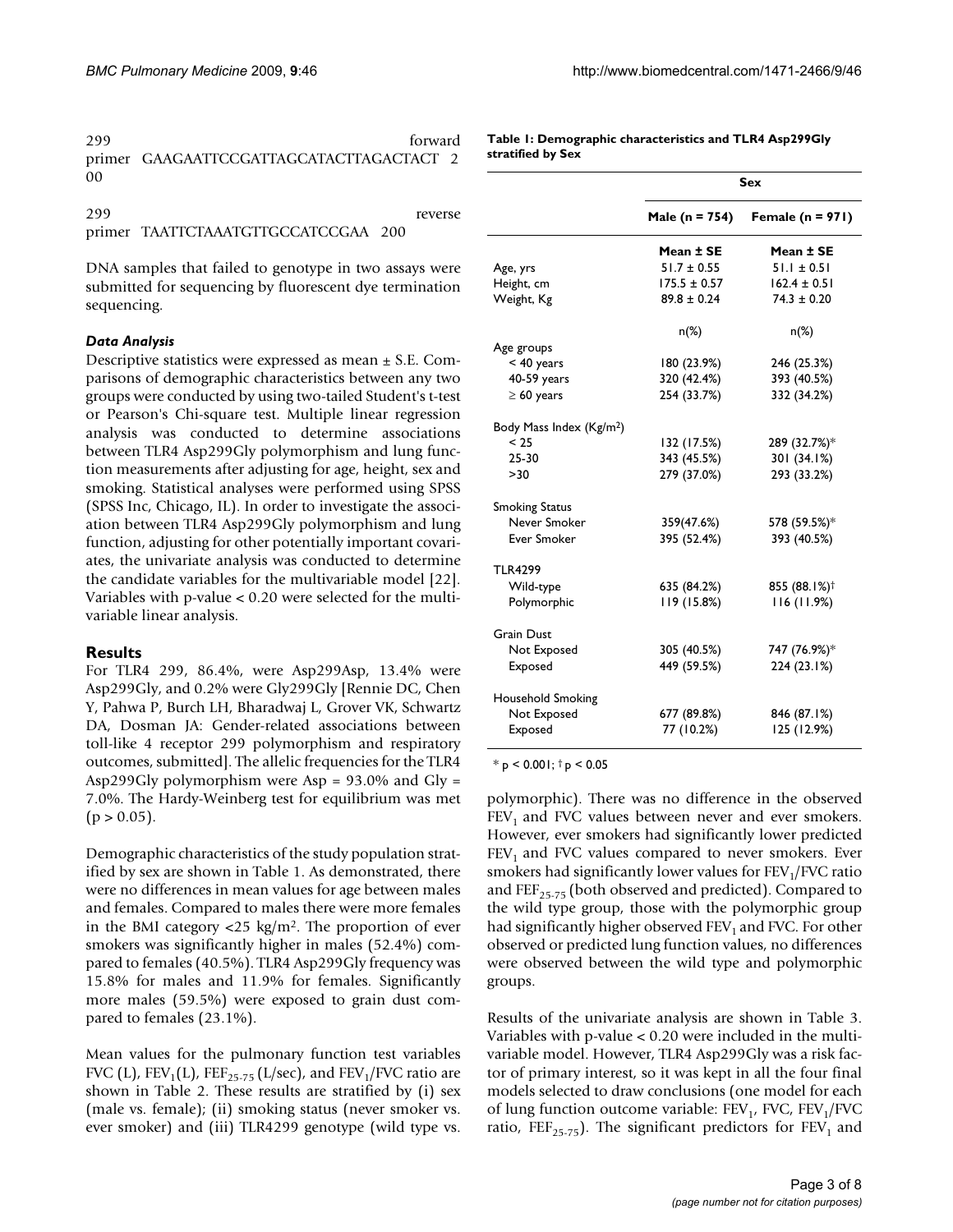299 forward primer GAAGAATTCCGATTAGCATACTTAGACTACT 200

299 reverse primer TAATTCTAAATGTTGCCATCCGAA 200

DNA samples that failed to genotype in two assays were submitted for sequencing by fluorescent dye termination sequencing.

### *Data Analysis*

Descriptive statistics were expressed as mean ± S.E. Comparisons of demographic characteristics between any two groups were conducted by using two-tailed Student's t-test or Pearson's Chi-square test. Multiple linear regression analysis was conducted to determine associations between TLR4 Asp299Gly polymorphism and lung function measurements after adjusting for age, height, sex and smoking. Statistical analyses were performed using SPSS (SPSS Inc, Chicago, IL). In order to investigate the association between TLR4 Asp299Gly polymorphism and lung function, adjusting for other potentially important covariates, the univariate analysis was conducted to determine the candidate variables for the multivariable model [22]. Variables with p-value < 0.20 were selected for the multivariable linear analysis.

## Results

For TLR4 299, 86.4%, were Asp299Asp, 13.4% were Asp299Gly, and 0.2% were Gly299Gly [Rennie DC, Chen Y, Pahwa P, Burch LH, Bharadwaj L, Grover VK, Schwartz DA, Dosman JA: Gender-related associations between toll-like 4 receptor 299 polymorphism and respiratory outcomes, submitted]. The allelic frequencies for the TLR4 Asp299Gly polymorphism were Asp = 93.0% and Gly = 7.0%. The Hardy-Weinberg test for equilibrium was met ($p > 0.05$).

Demographic characteristics of the study population stratified by sex are shown in Table 1. As demonstrated, there were no differences in mean values for age between males and females. Compared to males there were more females in the BMI category <25 kg/m$^2$. The proportion of ever smokers was significantly higher in males (52.4%) compared to females (40.5%). TLR4 Asp299Gly frequency was 15.8% for males and 11.9% for females. Significantly more males (59.5%) were exposed to grain dust compared to females (23.1%).

Mean values for the pulmonary function test variables FVC (L), $FEV_1$(L), $FEF_{25-75}$ (L/sec), and $FEV_1$/FVC ratio are shown in Table 2. These results are stratified by (i) sex (male vs. female); (ii) smoking status (never smoker vs. ever smoker) and (iii) TLR4299 genotype (wild type vs. polymorphic). There was no difference in the observed $FEV_1$ and FVC values between never and ever smokers. However, ever smokers had significantly lower predicted $FEV_1$ and FVC values compared to never smokers. Ever smokers had significantly lower values for $FEV_1$/FVC ratio and $FEF_{25-75}$ (both observed and predicted). Compared to the wild type group, those with the polymorphic group had significantly higher observed $FEV_1$ and FVC. For other observed or predicted lung function values, no differences were observed between the wild type and polymorphic groups.

Results of the univariate analysis are shown in Table 3. Variables with p-value < 0.20 were included in the multivariable model. However, TLR4 Asp299Gly was a risk factor of primary interest, so it was kept in all the four final models selected to draw conclusions (one model for each of lung function outcome variable: $FEV_1$, FVC, $FEV_1$/FVC ratio, $FEF_{25-75}$). The significant predictors for $FEV_1$ and

**Table 1: Demographic characteristics and TLR4 Asp299Gly stratified by Sex**

| | Sex | |
|---|---|---|
| | Male (n = 754) | Female (n = 971) |
| | Mean ± SE | Mean ± SE |
| Age, yrs | 51.7 ± 0.55 | 51.1 ± 0.51 |
| Height, cm | 175.5 ± 0.57 | 162.4 ± 0.51 |
| Weight, Kg | 89.8 ± 0.24 | 74.3 ± 0.20 |
| | n(%) | n(%) |
| Age groups | | |
| < 40 years | 180 (23.9%) | 246 (25.3%) |
| 40-59 years | 320 (42.4%) | 393 (40.5%) |
| ≥ 60 years | 254 (33.7%) | 332 (34.2%) |
| Body Mass Index (Kg/m$^2$) | | |
| < 25 | 132 (17.5%) | 289 (32.7%)* |
| 25-30 | 343 (45.5%) | 301 (34.1%) |
| >30 | 279 (37.0%) | 293 (33.2%) |
| Smoking Status | | |
| Never Smoker | 359(47.6%) | 578 (59.5%)* |
| Ever Smoker | 395 (52.4%) | 393 (40.5%) |
| TLR4299 | | |
| Wild-type | 635 (84.2%) | 855 (88.1%)† |
| Polymorphic | 119 (15.8%) | 116 (11.9%) |
| Grain Dust | | |
| Not Exposed | 305 (40.5%) | 747 (76.9%)* |
| Exposed | 449 (59.5%) | 224 (23.1%) |
| Household Smoking | | |
| Not Exposed | 677 (89.8%) | 846 (87.1%) |
| Exposed | 77 (10.2%) | 125 (12.9%) |

* $p < 0.001$; † $p < 0.05$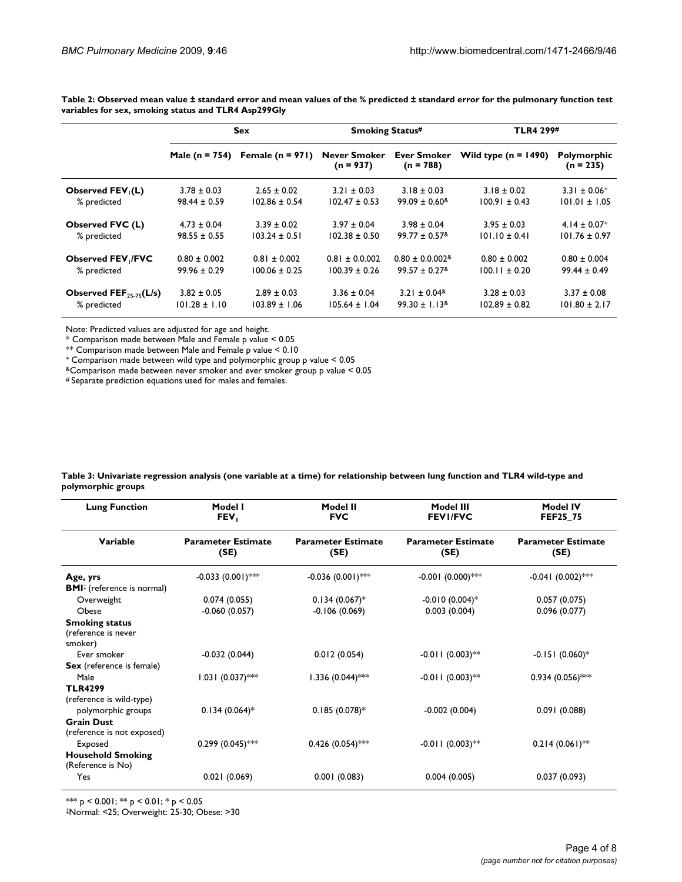**Table 2: Observed mean value ± standard error and mean values of the % predicted ± standard error for the pulmonary function test variables for sex, smoking status and TLR4 Asp299Gly**

| | Sex | | Smoking Status# | | TLR4 299# | |
|---|---|---|---|---|---|---|
| | Male (n = 754) | Female (n = 971) | Never Smoker (n = 937) | Ever Smoker (n = 788) | Wild type (n = 1490) | Polymorphic (n = 235) |
| **Observed $FEV_1$(L)** | 3.78 ± 0.03 | 2.65 ± 0.02 | 3.21 ± 0.03 | 3.18 ± 0.03 | 3.18 ± 0.02 | 3.31 ± 0.06[+] |
| % predicted | 98.44 ± 0.59 | 102.86 ± 0.54 | 102.47 ± 0.53 | 99.09 ± 0.60[&] | 100.91 ± 0.43 | 101.01 ± 1.05 |
| **Observed FVC (L)** | 4.73 ± 0.04 | 3.39 ± 0.02 | 3.97 ± 0.04 | 3.98 ± 0.04 | 3.95 ± 0.03 | 4.14 ± 0.07[+] |
| % predicted | 98.55 ± 0.55 | 103.24 ± 0.51 | 102.38 ± 0.50 | 99.77 ± 0.57[&] | 101.10 ± 0.41 | 101.76 ± 0.97 |
| **Observed $FEV_1$/FVC** | 0.80 ± 0.002 | 0.81 ± 0.002 | 0.81 ± 0.0.002 | 0.80 ± 0.0.002[&] | 0.80 ± 0.002 | 0.80 ± 0.004 |
| % predicted | 99.96 ± 0.29 | 100.06 ± 0.25 | 100.39 ± 0.26 | 99.57 ± 0.27[&] | 100.11 ± 0.20 | 99.44 ± 0.49 |
| **Observed $FEF_{25-75}$(L/s)** | 3.82 ± 0.05 | 2.89 ± 0.03 | 3.36 ± 0.04 | 3.21 ± 0.04[&] | 3.28 ± 0.03 | 3.37 ± 0.08 |
| % predicted | 101.28 ± 1.10 | 103.89 ± 1.06 | 105.64 ± 1.04 | 99.30 ± 1.13[&] | 102.89 ± 0.82 | 101.80 ± 2.17 |

Note: Predicted values are adjusted for age and height.
\* Comparison made between Male and Female p value < 0.05
\*\* Comparison made between Male and Female p value < 0.10
[+] Comparison made between wild type and polymorphic group p value < 0.05
[&]Comparison made between never smoker and ever smoker group p value < 0.05
\# Separate prediction equations used for males and females.

**Table 3: Univariate regression analysis (one variable at a time) for relationship between lung function and TLR4 wild-type and polymorphic groups**

| Lung Function | Model I $FEV_1$ | Model II FVC | Model III FEV1/FVC | Model IV FEF25_75 |
|---|---|---|---|---|
| **Variable** | **Parameter Estimate (SE)** | **Parameter Estimate (SE)** | **Parameter Estimate (SE)** | **Parameter Estimate (SE)** |
| **Age, yrs** | -0.033 (0.001)*** | -0.036 (0.001)*** | -0.001 (0.000)*** | -0.041 (0.002)*** |
| **BMI**‡ (reference is normal) | | | | |
| Overweight | 0.074 (0.055) | 0.134 (0.067)* | -0.010 (0.004)* | 0.057 (0.075) |
| Obese | -0.060 (0.057) | -0.106 (0.069) | 0.003 (0.004) | 0.096 (0.077) |
| **Smoking status** (reference is never smoker) | | | | |
| Ever smoker | -0.032 (0.044) | 0.012 (0.054) | -0.011 (0.003)** | -0.151 (0.060)* |
| **Sex** (reference is female) | | | | |
| Male | 1.031 (0.037)*** | 1.336 (0.044)*** | -0.011 (0.003)** | 0.934 (0.056)*** |
| **TLR4299** (reference is wild-type) | | | | |
| polymorphic groups | 0.134 (0.064)* | 0.185 (0.078)* | -0.002 (0.004) | 0.091 (0.088) |
| **Grain Dust** (reference is not exposed) | | | | |
| Exposed | 0.299 (0.045)*** | 0.426 (0.054)*** | -0.011 (0.003)** | 0.214 (0.061)** |
| **Household Smoking** (Reference is No) | | | | |
| Yes | 0.021 (0.069) | 0.001 (0.083) | 0.004 (0.005) | 0.037 (0.093) |

\*\*\* p < 0.001; \*\* p < 0.01; \* p < 0.05
‡Normal: <25; Overweight: 25-30; Obese: >30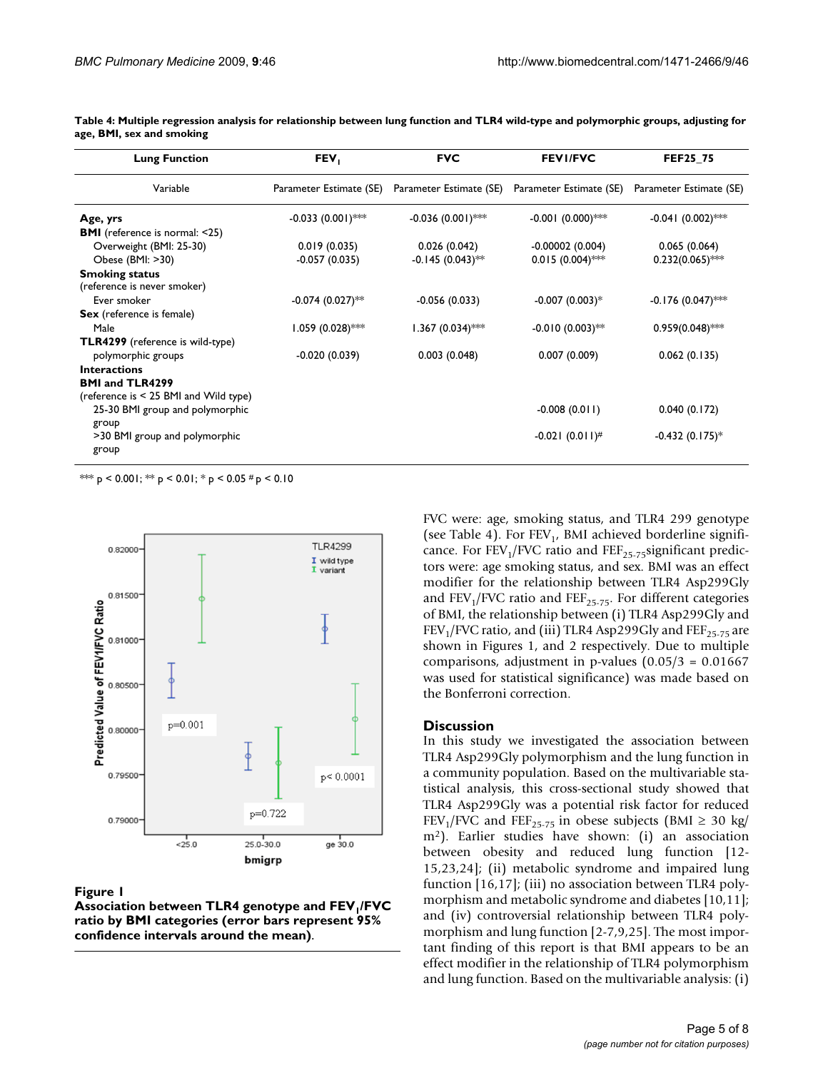**Table 4: Multiple regression analysis for relationship between lung function and TLR4 wild-type and polymorphic groups, adjusting for age, BMI, sex and smoking**

| Lung Function | $FEV_1$ | FVC | FEV1/FVC | FEF25_75 |
|---|---|---|---|---|
| Variable | Parameter Estimate (SE) | Parameter Estimate (SE) | Parameter Estimate (SE) | Parameter Estimate (SE) |
| **Age, yrs** | -0.033 (0.001)*** | -0.036 (0.001)*** | -0.001 (0.000)*** | -0.041 (0.002)*** |
| **BMI** (reference is normal: <25) | | | | |
| Overweight (BMI: 25-30) | 0.019 (0.035) | 0.026 (0.042) | -0.00002 (0.004) | 0.065 (0.064) |
| Obese (BMI: >30) | -0.057 (0.035) | -0.145 (0.043)** | 0.015 (0.004)*** | 0.232(0.065)*** |
| **Smoking status** (reference is never smoker) | | | | |
| Ever smoker | -0.074 (0.027)** | -0.056 (0.033) | -0.007 (0.003)* | -0.176 (0.047)*** |
| **Sex** (reference is female) | | | | |
| Male | 1.059 (0.028)*** | 1.367 (0.034)*** | -0.010 (0.003)** | 0.959(0.048)*** |
| **TLR4299** (reference is wild-type) | | | | |
| polymorphic groups | -0.020 (0.039) | 0.003 (0.048) | 0.007 (0.009) | 0.062 (0.135) |
| **Interactions** | | | | |
| **BMI and TLR4299** (reference is < 25 BMI and Wild type) | | | | |
| 25-30 BMI group and polymorphic group | | | -0.008 (0.011) | 0.040 (0.172) |
| >30 BMI group and polymorphic group | | | -0.021 (0.011)# | -0.432 (0.175)* |

*** p < 0.001; ** p < 0.01; * p < 0.05 # p < 0.10

**Figure 1**
**Association between TLR4 genotype and $FEV_1$/FVC ratio by BMI categories (error bars represent 95% confidence intervals around the mean).**

FVC were: age, smoking status, and TLR4 299 genotype (see Table 4). For $FEV_1$, BMI achieved borderline significance. For $FEV_1$/FVC ratio and $FEF_{25-75}$ significant predictors were: age smoking status, and sex. BMI was an effect modifier for the relationship between TLR4 Asp299Gly and $FEV_1$/FVC ratio and $FEF_{25-75}$. For different categories of BMI, the relationship between (i) TLR4 Asp299Gly and $FEV_1$/FVC ratio, and (iii) TLR4 Asp299Gly and $FEF_{25-75}$ are shown in Figures 1, and 2 respectively. Due to multiple comparisons, adjustment in p-values (0.05/3 = 0.01667 was used for statistical significance) was made based on the Bonferroni correction.

## Discussion

In this study we investigated the association between TLR4 Asp299Gly polymorphism and the lung function in a community population. Based on the multivariable statistical analysis, this cross-sectional study showed that TLR4 Asp299Gly was a potential risk factor for reduced $FEV_1$/FVC and $FEF_{25-75}$ in obese subjects (BMI ≥ 30 kg/$m^2$). Earlier studies have shown: (i) an association between obesity and reduced lung function [12-15,23,24]; (ii) metabolic syndrome and impaired lung function [16,17]; (iii) no association between TLR4 polymorphism and metabolic syndrome and diabetes [10,11]; and (iv) controversial relationship between TLR4 polymorphism and lung function [2-7,9,25]. The most important finding of this report is that BMI appears to be an effect modifier in the relationship of TLR4 polymorphism and lung function. Based on the multivariable analysis: (i)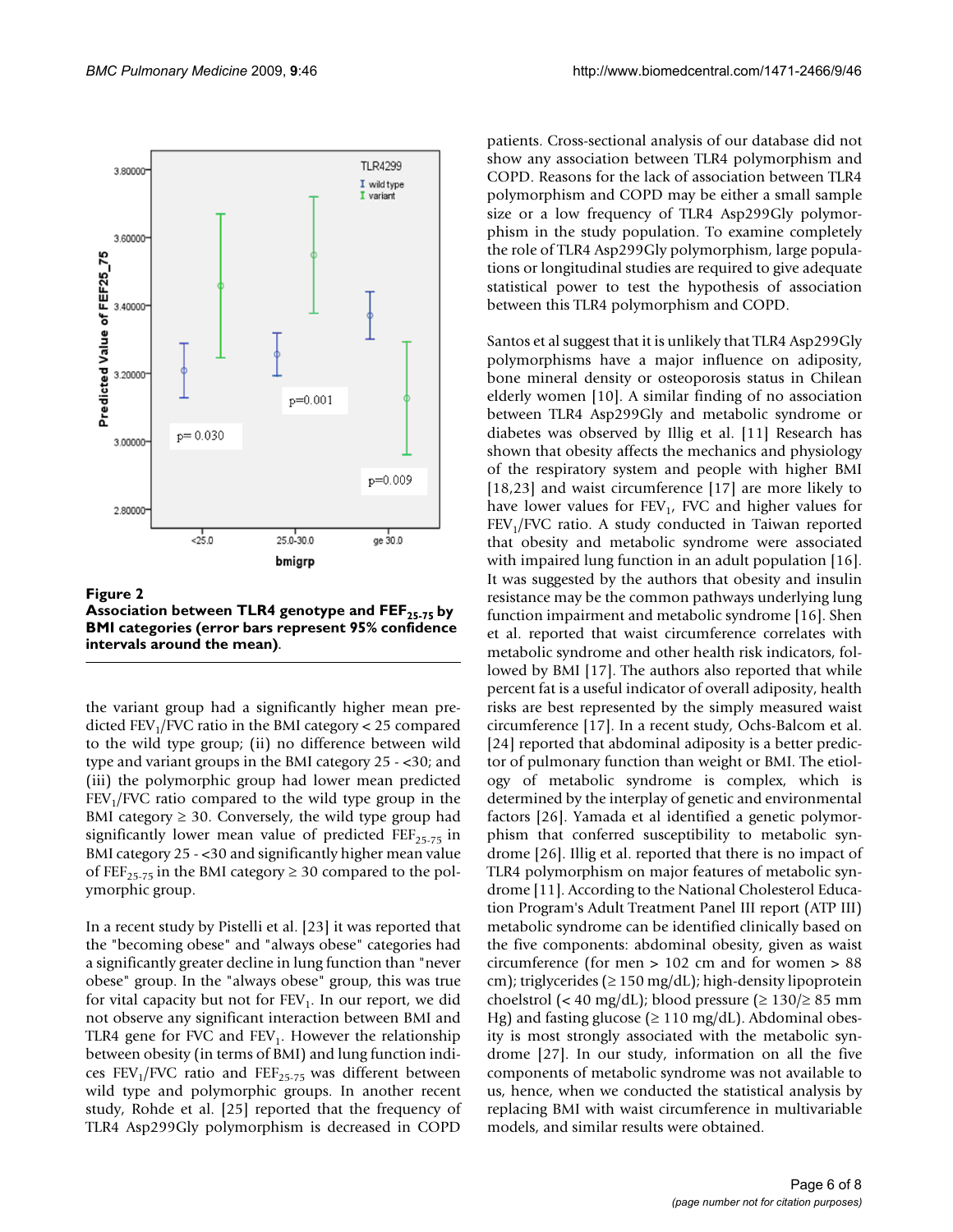**Figure 2**
**Association between TLR4 genotype and $FEF_{25-75}$ by BMI categories (error bars represent 95% confidence intervals around the mean).**

the variant group had a significantly higher mean predicted $FEV_1$/FVC ratio in the BMI category < 25 compared to the wild type group; (ii) no difference between wild type and variant groups in the BMI category 25 - <30; and (iii) the polymorphic group had lower mean predicted $FEV_1$/FVC ratio compared to the wild type group in the BMI category ≥ 30. Conversely, the wild type group had significantly lower mean value of predicted $FEF_{25-75}$ in BMI category 25 - <30 and significantly higher mean value of $FEF_{25-75}$ in the BMI category ≥ 30 compared to the polymorphic group.

In a recent study by Pistelli et al. [23] it was reported that the "becoming obese" and "always obese" categories had a significantly greater decline in lung function than "never obese" group. In the "always obese" group, this was true for vital capacity but not for $FEV_1$. In our report, we did not observe any significant interaction between BMI and TLR4 gene for FVC and $FEV_1$. However the relationship between obesity (in terms of BMI) and lung function indices $FEV_1$/FVC ratio and $FEF_{25-75}$ was different between wild type and polymorphic groups. In another recent study, Rohde et al. [25] reported that the frequency of TLR4 Asp299Gly polymorphism is decreased in COPD patients. Cross-sectional analysis of our database did not show any association between TLR4 polymorphism and COPD. Reasons for the lack of association between TLR4 polymorphism and COPD may be either a small sample size or a low frequency of TLR4 Asp299Gly polymorphism in the study population. To examine completely the role of TLR4 Asp299Gly polymorphism, large populations or longitudinal studies are required to give adequate statistical power to test the hypothesis of association between this TLR4 polymorphism and COPD.

Santos et al suggest that it is unlikely that TLR4 Asp299Gly polymorphisms have a major influence on adiposity, bone mineral density or osteoporosis status in Chilean elderly women [10]. A similar finding of no association between TLR4 Asp299Gly and metabolic syndrome or diabetes was observed by Illig et al. [11] Research has shown that obesity affects the mechanics and physiology of the respiratory system and people with higher BMI [18,23] and waist circumference [17] are more likely to have lower values for $FEV_1$, FVC and higher values for $FEV_1$/FVC ratio. A study conducted in Taiwan reported that obesity and metabolic syndrome were associated with impaired lung function in an adult population [16]. It was suggested by the authors that obesity and insulin resistance may be the common pathways underlying lung function impairment and metabolic syndrome [16]. Shen et al. reported that waist circumference correlates with metabolic syndrome and other health risk indicators, followed by BMI [17]. The authors also reported that while percent fat is a useful indicator of overall adiposity, health risks are best represented by the simply measured waist circumference [17]. In a recent study, Ochs-Balcom et al. [24] reported that abdominal adiposity is a better predictor of pulmonary function than weight or BMI. The etiology of metabolic syndrome is complex, which is determined by the interplay of genetic and environmental factors [26]. Yamada et al identified a genetic polymorphism that conferred susceptibility to metabolic syndrome [26]. Illig et al. reported that there is no impact of TLR4 polymorphism on major features of metabolic syndrome [11]. According to the National Cholesterol Education Program's Adult Treatment Panel III report (ATP III) metabolic syndrome can be identified clinically based on the five components: abdominal obesity, given as waist circumference (for men > 102 cm and for women > 88 cm); triglycerides (≥ 150 mg/dL); high-density lipoprotein choelstrol (< 40 mg/dL); blood pressure (≥ 130/≥ 85 mm Hg) and fasting glucose (≥ 110 mg/dL). Abdominal obesity is most strongly associated with the metabolic syndrome [27]. In our study, information on all the five components of metabolic syndrome was not available to us, hence, when we conducted the statistical analysis by replacing BMI with waist circumference in multivariable models, and similar results were obtained.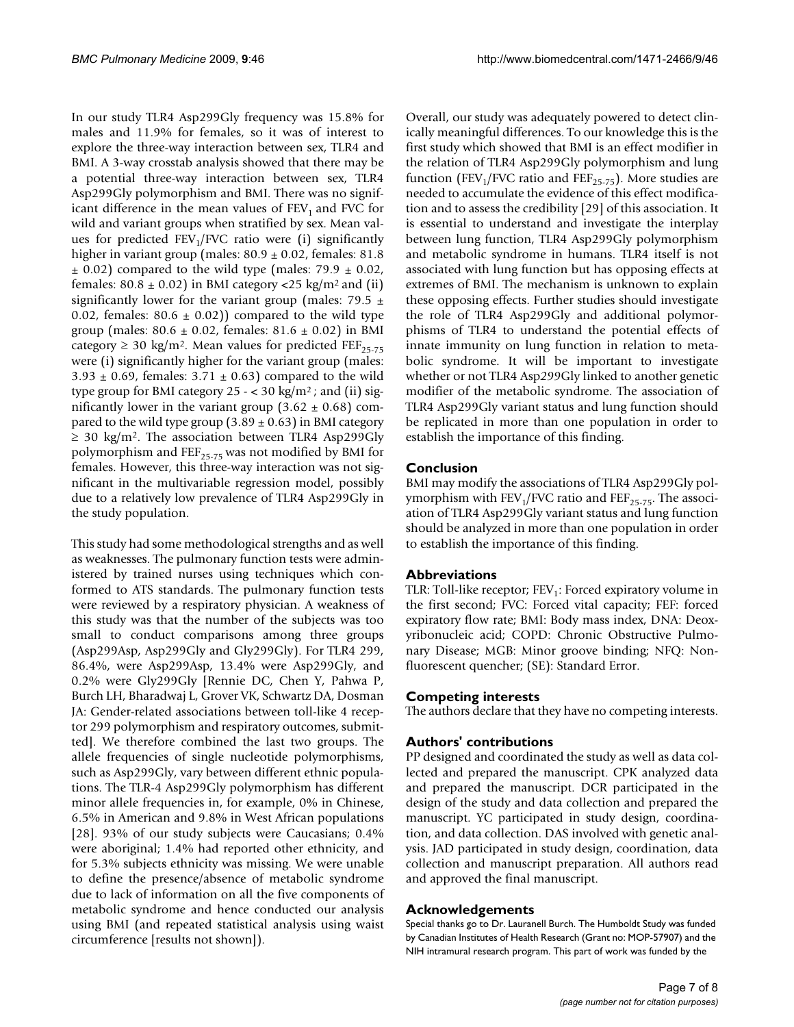In our study TLR4 Asp299Gly frequency was 15.8% for males and 11.9% for females, so it was of interest to explore the three-way interaction between sex, TLR4 and BMI. A 3-way crosstab analysis showed that there may be a potential three-way interaction between sex, TLR4 Asp299Gly polymorphism and BMI. There was no significant difference in the mean values of $FEV_1$ and FVC for wild and variant groups when stratified by sex. Mean values for predicted $FEV_1$/FVC ratio were (i) significantly higher in variant group (males: 80.9 ± 0.02, females: 81.8 ± 0.02) compared to the wild type (males: 79.9 ± 0.02, females: 80.8 ± 0.02) in BMI category <25 kg/m² and (ii) significantly lower for the variant group (males: 79.5 ± 0.02, females: 80.6 ± 0.02)) compared to the wild type group (males: 80.6 ± 0.02, females: 81.6 ± 0.02) in BMI category ≥ 30 kg/m². Mean values for predicted $FEF_{25-75}$ were (i) significantly higher for the variant group (males: 3.93 ± 0.69, females: 3.71 ± 0.63) compared to the wild type group for BMI category 25 - < 30 kg/m² ; and (ii) significantly lower in the variant group (3.62 ± 0.68) compared to the wild type group (3.89 ± 0.63) in BMI category ≥ 30 kg/m². The association between TLR4 Asp299Gly polymorphism and $FEF_{25-75}$ was not modified by BMI for females. However, this three-way interaction was not significant in the multivariable regression model, possibly due to a relatively low prevalence of TLR4 Asp299Gly in the study population.

This study had some methodological strengths and as well as weaknesses. The pulmonary function tests were administered by trained nurses using techniques which conformed to ATS standards. The pulmonary function tests were reviewed by a respiratory physician. A weakness of this study was that the number of the subjects was too small to conduct comparisons among three groups (Asp299Asp, Asp299Gly and Gly299Gly). For TLR4 299, 86.4%, were Asp299Asp, 13.4% were Asp299Gly, and 0.2% were Gly299Gly [Rennie DC, Chen Y, Pahwa P, Burch LH, Bharadwaj L, Grover VK, Schwartz DA, Dosman JA: Gender-related associations between toll-like 4 receptor 299 polymorphism and respiratory outcomes, submitted]. We therefore combined the last two groups. The allele frequencies of single nucleotide polymorphisms, such as Asp299Gly, vary between different ethnic populations. The TLR-4 Asp299Gly polymorphism has different minor allele frequencies in, for example, 0% in Chinese, 6.5% in American and 9.8% in West African populations [28]. 93% of our study subjects were Caucasians; 0.4% were aboriginal; 1.4% had reported other ethnicity, and for 5.3% subjects ethnicity was missing. We were unable to define the presence/absence of metabolic syndrome due to lack of information on all the five components of metabolic syndrome and hence conducted our analysis using BMI (and repeated statistical analysis using waist circumference [results not shown]).

Overall, our study was adequately powered to detect clinically meaningful differences. To our knowledge this is the first study which showed that BMI is an effect modifier in the relation of TLR4 Asp299Gly polymorphism and lung function ($FEV_1$/FVC ratio and $FEF_{25-75}$). More studies are needed to accumulate the evidence of this effect modification and to assess the credibility [29] of this association. It is essential to understand and investigate the interplay between lung function, TLR4 Asp299Gly polymorphism and metabolic syndrome in humans. TLR4 itself is not associated with lung function but has opposing effects at extremes of BMI. The mechanism is unknown to explain these opposing effects. Further studies should investigate the role of TLR4 Asp299Gly and additional polymorphisms of TLR4 to understand the potential effects of innate immunity on lung function in relation to metabolic syndrome. It will be important to investigate whether or not TLR4 Asp299Gly linked to another genetic modifier of the metabolic syndrome. The association of TLR4 Asp299Gly variant status and lung function should be replicated in more than one population in order to establish the importance of this finding.

## Conclusion

BMI may modify the associations of TLR4 Asp299Gly polymorphism with $FEV_1$/FVC ratio and $FEF_{25-75}$. The association of TLR4 Asp299Gly variant status and lung function should be analyzed in more than one population in order to establish the importance of this finding.

## Abbreviations

TLR: Toll-like receptor; $FEV_1$: Forced expiratory volume in the first second; FVC: Forced vital capacity; FEF: forced expiratory flow rate; BMI: Body mass index, DNA: Deoxyribonucleic acid; COPD: Chronic Obstructive Pulmonary Disease; MGB: Minor groove binding; NFQ: Nonfluorescent quencher; (SE): Standard Error.

## Competing interests

The authors declare that they have no competing interests.

## Authors' contributions

PP designed and coordinated the study as well as data collected and prepared the manuscript. CPK analyzed data and prepared the manuscript. DCR participated in the design of the study and data collection and prepared the manuscript. YC participated in study design, coordination, and data collection. DAS involved with genetic analysis. JAD participated in study design, coordination, data collection and manuscript preparation. All authors read and approved the final manuscript.

## Acknowledgements

Special thanks go to Dr. Lauranell Burch. The Humboldt Study was funded by Canadian Institutes of Health Research (Grant no: MOP-57907) and the NIH intramural research program. This part of work was funded by the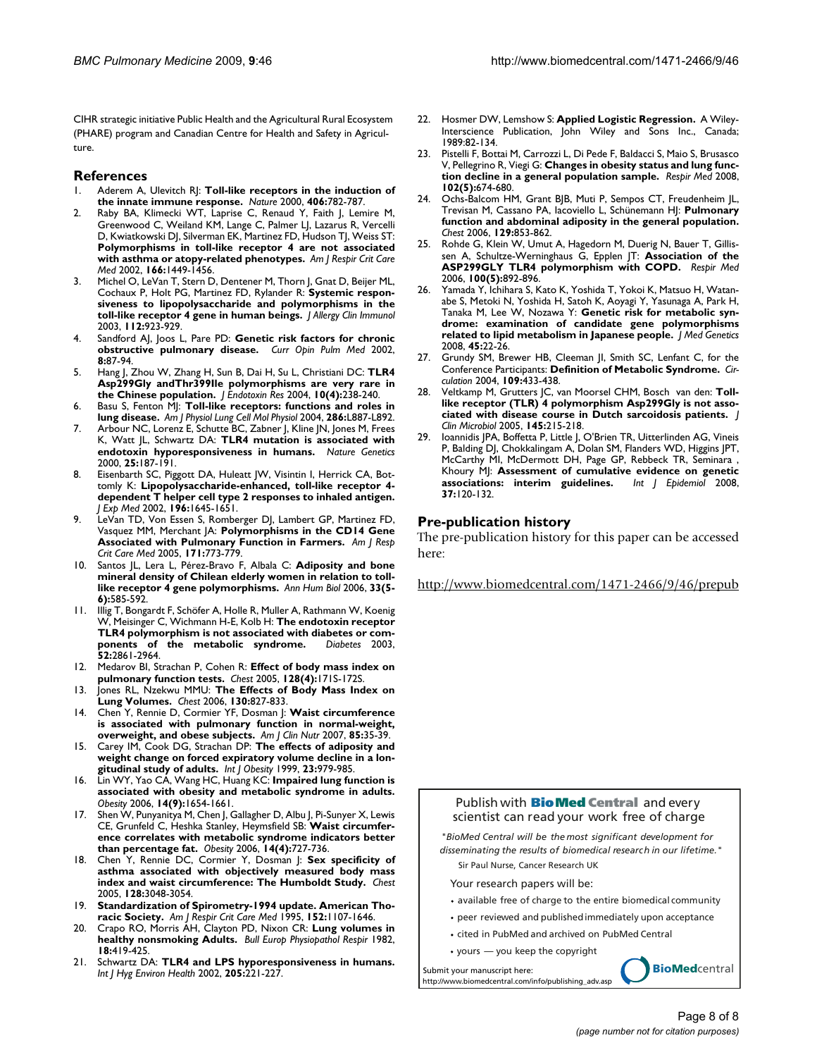CIHR strategic initiative Public Health and the Agricultural Rural Ecosystem (PHARE) program and Canadian Centre for Health and Safety in Agriculture.

## References

1. Aderem A, Ulevitch RJ: **Toll-like receptors in the induction of the innate immune response.** *Nature* 2000, **406:**782-787.
2. Raby BA, Klimecki WT, Laprise C, Renaud Y, Faith J, Lemire M, Greenwood C, Weiland KM, Lange C, Palmer LJ, Lazarus R, Vercelli D, Kwiatkowski DJ, Silverman EK, Martinez FD, Hudson TJ, Weiss ST: **Polymorphisms in toll-like receptor 4 are not associated with asthma or atopy-related phenotypes.** *Am J Respir Crit Care Med* 2002, **166:**1449-1456.
3. Michel O, LeVan T, Stern D, Dentener M, Thorn J, Gnat D, Beijer ML, Cochaux P, Holt PG, Martinez FD, Rylander R: **Systemic responsiveness to lipopolysaccharide and polymorphisms in the toll-like receptor 4 gene in human beings.** *J Allergy Clin Immunol* 2003, **112:**923-929.
4. Sandford AJ, Joos L, Pare PD: **Genetic risk factors for chronic obstructive pulmonary disease.** *Curr Opin Pulm Med* 2002, **8:**87-94.
5. Hang J, Zhou W, Zhang H, Sun B, Dai H, Su L, Christiani DC: **TLR4 Asp299Gly andThr399Ile polymorphisms are very rare in the Chinese population.** *J Endotoxin Res* 2004, **10(4):**238-240.
6. Basu S, Fenton MJ: **Toll-like receptors: functions and roles in lung disease.** *Am J Physiol Lung Cell Mol Physiol* 2004, **286:**L887-L892.
7. Arbour NC, Lorenz E, Schutte BC, Zabner J, Kline JN, Jones M, Frees K, Watt JL, Schwartz DA: **TLR4 mutation is associated with endotoxin hyporesponsiveness in humans.** *Nature Genetics* 2000, **25:**187-191.
8. Eisenbarth SC, Piggott DA, Huleatt JW, Visintin I, Herrick CA, Bottomly K: **Lipopolysaccharide-enhanced, toll-like receptor 4-dependent T helper cell type 2 responses to inhaled antigen.** *J Exp Med* 2002, **196:**1645-1651.
9. LeVan TD, Von Essen S, Romberger DJ, Lambert GP, Martinez FD, Vasquez MM, Merchant JA: **Polymorphisms in the CD14 Gene Associated with Pulmonary Function in Farmers.** *Am J Resp Crit Care Med* 2005, **171:**773-779.
10. Santos JL, Lera L, Pérez-Bravo F, Albala C: **Adiposity and bone mineral density of Chilean elderly women in relation to toll-like receptor 4 gene polymorphisms.** *Ann Hum Biol* 2006, **33(5-6):**585-592.
11. Illig T, Bongardt F, Schöfer A, Holle R, Muller A, Rathmann W, Koenig W, Meisinger C, Wichmann H-E, Kolb H: **The endotoxin receptor TLR4 polymorphism is not associated with diabetes or components of the metabolic syndrome.** *Diabetes* 2003, **52:**2861-2964.
12. Medarov BI, Strachan P, Cohen R: **Effect of body mass index on pulmonary function tests.** *Chest* 2005, **128(4):**171S-172S.
13. Jones RL, Nzekwu MMU: **The Effects of Body Mass Index on Lung Volumes.** *Chest* 2006, **130:**827-833.
14. Chen Y, Rennie D, Cormier YF, Dosman J: **Waist circumference is associated with pulmonary function in normal-weight, overweight, and obese subjects.** *Am J Clin Nutr* 2007, **85:**35-39.
15. Carey IM, Cook DG, Strachan DP: **The effects of adiposity and weight change on forced expiratory volume decline in a longitudinal study of adults.** *Int J Obesity* 1999, **23:**979-985.
16. Lin WY, Yao CA, Wang HC, Huang KC: **Impaired lung function is associated with obesity and metabolic syndrome in adults.** *Obesity* 2006, **14(9):**1654-1661.
17. Shen W, Punyanitya M, Chen J, Gallagher D, Albu J, Pi-Sunyer X, Lewis CE, Grunfeld C, Heshka Stanley, Heymsfield SB: **Waist circumference correlates with metabolic syndrome indicators better than percentage fat.** *Obesity* 2006, **14(4):**727-736.
18. Chen Y, Rennie DC, Cormier Y, Dosman J: **Sex specificity of asthma associated with objectively measured body mass index and waist circumference: The Humboldt Study.** *Chest* 2005, **128:**3048-3054.
19. **Standardization of Spirometry-1994 update. American Thoracic Society.** *Am J Respir Crit Care Med* 1995, **152:**1107-1646.
20. Crapo RO, Morris AH, Clayton PD, Nixon CR: **Lung volumes in healthy nonsmoking Adults.** *Bull Europ Physiopathol Respir* 1982, **18:**419-425.
21. Schwartz DA: **TLR4 and LPS hyporesponsiveness in humans.** *Int J Hyg Environ Health* 2002, **205:**221-227.
22. Hosmer DW, Lemshow S: **Applied Logistic Regression.** A Wiley-Interscience Publication, John Wiley and Sons Inc., Canada; 1989:82-134.
23. Pistelli F, Bottai M, Carrozzi L, Di Pede F, Baldacci S, Maio S, Brusasco V, Pellegrino R, Viegi G: **Changes in obesity status and lung function decline in a general population sample.** *Respir Med* 2008, **102(5):**674-680.
24. Ochs-Balcom HM, Grant BJB, Muti P, Sempos CT, Freudenheim JL, Trevisan M, Cassano PA, Iacoviello L, Schünemann HJ: **Pulmonary function and abdominal adiposity in the general population.** *Chest* 2006, **129:**853-862.
25. Rohde G, Klein W, Umut A, Hagedorn M, Duerig N, Bauer T, Gillissen A, Schultze-Werninghaus G, Epplen JT: **Association of the ASP299GLY TLR4 polymorphism with COPD.** *Respir Med* 2006, **100(5):**892-896.
26. Yamada Y, Ichihara S, Kato K, Yoshida T, Yokoi K, Matsuo H, Watanabe S, Metoki N, Yoshida H, Satoh K, Aoyagi Y, Yasunaga A, Park H, Tanaka M, Lee W, Nozawa Y: **Genetic risk for metabolic syndrome: examination of candidate gene polymorphisms related to lipid metabolism in Japanese people.** *J Med Genetics* 2008, **45:**22-26.
27. Grundy SM, Brewer HB, Cleeman JI, Smith SC, Lenfant C, for the Conference Participants: **Definition of Metabolic Syndrome.** *Circulation* 2004, **109:**433-438.
28. Veltkamp M, Grutters JC, van Moorsel CHM, Bosch van den: **Toll-like receptor (TLR) 4 polymorphism Asp299Gly is not associated with disease course in Dutch sarcoidosis patients.** *J Clin Microbiol* 2005, **145:**215-218.
29. Ioannidis JPA, Boffetta P, Little J, O'Brien TR, Uitterlinden AG, Vineis P, Balding DJ, Chokkalingam A, Dolan SM, Flanders WD, Higgins JPT, McCarthy MI, McDermott DH, Page GP, Rebbeck TR, Seminara , Khoury MJ: **Assessment of cumulative evidence on genetic associations: interim guidelines.** *Int J Epidemiol* 2008, **37:**120-132.

## Pre-publication history

The pre-publication history for this paper can be accessed here:

http://www.biomedcentral.com/1471-2466/9/46/prepub

Publish with **BioMed Central** and every scientist can read your work free of charge

*"BioMed Central will be the most significant development for disseminating the results of biomedical research in our lifetime."*

Sir Paul Nurse, Cancer Research UK

Your research papers will be:

- available free of charge to the entire biomedical community
- peer reviewed and published immediately upon acceptance
- cited in PubMed and archived on PubMed Central
- yours — you keep the copyright

Submit your manuscript here:
http://www.biomedcentral.com/info/publishing_adv.asp

BioMedcentral